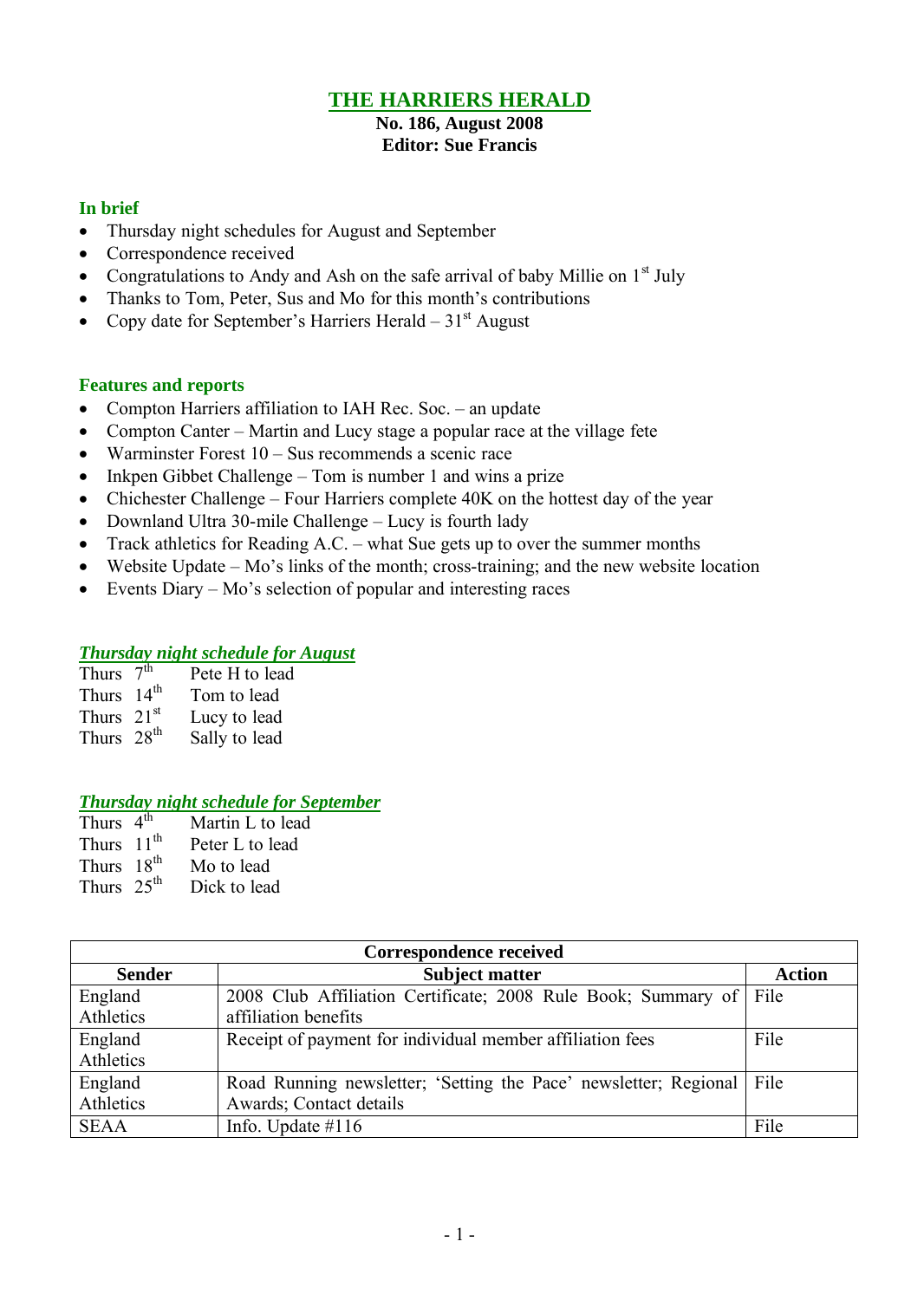# THE HARRIERS HERALD

**No. 186, August 2008**
**Editor: Sue Francis**

## In brief

- Thursday night schedules for August and September
- Correspondence received
- Congratulations to Andy and Ash on the safe arrival of baby Millie on 1st July
- Thanks to Tom, Peter, Sus and Mo for this month's contributions
- Copy date for September's Harriers Herald – 31st August

## Features and reports

- Compton Harriers affiliation to IAH Rec. Soc. – an update
- Compton Canter – Martin and Lucy stage a popular race at the village fete
- Warminster Forest 10 – Sus recommends a scenic race
- Inkpen Gibbet Challenge – Tom is number 1 and wins a prize
- Chichester Challenge – Four Harriers complete 40K on the hottest day of the year
- Downland Ultra 30-mile Challenge – Lucy is fourth lady
- Track athletics for Reading A.C. – what Sue gets up to over the summer months
- Website Update – Mo's links of the month; cross-training; and the new website location
- Events Diary – Mo's selection of popular and interesting races

## *Thursday night schedule for August*

Thurs 7th Pete H to lead
Thurs 14th Tom to lead
Thurs 21st Lucy to lead
Thurs 28th Sally to lead

## *Thursday night schedule for September*

Thurs 4th Martin L to lead
Thurs 11th Peter L to lead
Thurs 18th Mo to lead
Thurs 25th Dick to lead

| Correspondence received | | |
|---|---|---|
| **Sender** | **Subject matter** | **Action** |
| England Athletics | 2008 Club Affiliation Certificate; 2008 Rule Book; Summary of affiliation benefits | File |
| England Athletics | Receipt of payment for individual member affiliation fees | File |
| England Athletics | Road Running newsletter; 'Setting the Pace' newsletter; Regional Awards; Contact details | File |
| SEAA | Info. Update #116 | File |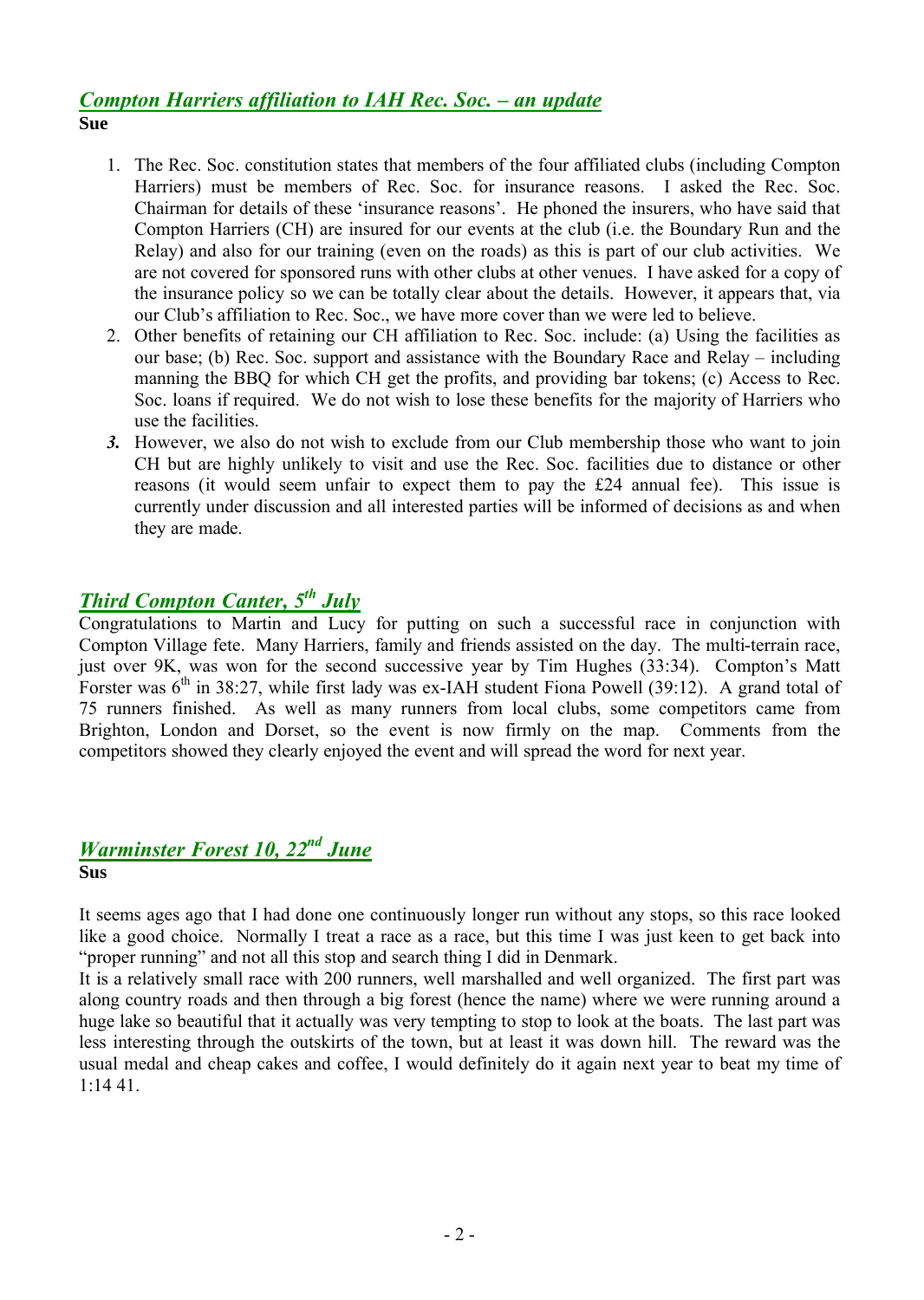## *Compton Harriers affiliation to IAH Rec. Soc. – an update*

**Sue**

1. The Rec. Soc. constitution states that members of the four affiliated clubs (including Compton Harriers) must be members of Rec. Soc. for insurance reasons. I asked the Rec. Soc. Chairman for details of these 'insurance reasons'. He phoned the insurers, who have said that Compton Harriers (CH) are insured for our events at the club (i.e. the Boundary Run and the Relay) and also for our training (even on the roads) as this is part of our club activities. We are not covered for sponsored runs with other clubs at other venues. I have asked for a copy of the insurance policy so we can be totally clear about the details. However, it appears that, via our Club's affiliation to Rec. Soc., we have more cover than we were led to believe.
2. Other benefits of retaining our CH affiliation to Rec. Soc. include: (a) Using the facilities as our base; (b) Rec. Soc. support and assistance with the Boundary Race and Relay – including manning the BBQ for which CH get the profits, and providing bar tokens; (c) Access to Rec. Soc. loans if required. We do not wish to lose these benefits for the majority of Harriers who use the facilities.
3. However, we also do not wish to exclude from our Club membership those who want to join CH but are highly unlikely to visit and use the Rec. Soc. facilities due to distance or other reasons (it would seem unfair to expect them to pay the £24 annual fee). This issue is currently under discussion and all interested parties will be informed of decisions as and when they are made.

## *Third Compton Canter, 5th July*

Congratulations to Martin and Lucy for putting on such a successful race in conjunction with Compton Village fete. Many Harriers, family and friends assisted on the day. The multi-terrain race, just over 9K, was won for the second successive year by Tim Hughes (33:34). Compton's Matt Forster was 6th in 38:27, while first lady was ex-IAH student Fiona Powell (39:12). A grand total of 75 runners finished. As well as many runners from local clubs, some competitors came from Brighton, London and Dorset, so the event is now firmly on the map. Comments from the competitors showed they clearly enjoyed the event and will spread the word for next year.

## *Warminster Forest 10, 22nd June*

**Sus**

It seems ages ago that I had done one continuously longer run without any stops, so this race looked like a good choice. Normally I treat a race as a race, but this time I was just keen to get back into "proper running" and not all this stop and search thing I did in Denmark.

It is a relatively small race with 200 runners, well marshalled and well organized. The first part was along country roads and then through a big forest (hence the name) where we were running around a huge lake so beautiful that it actually was very tempting to stop to look at the boats. The last part was less interesting through the outskirts of the town, but at least it was down hill. The reward was the usual medal and cheap cakes and coffee, I would definitely do it again next year to beat my time of 1:14 41.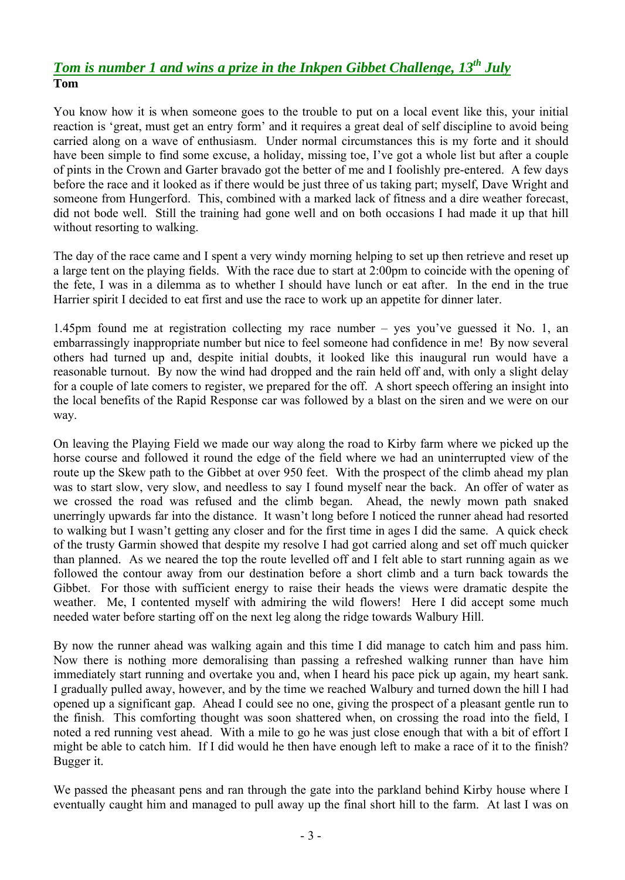## *Tom is number 1 and wins a prize in the Inkpen Gibbet Challenge, 13th July*

**Tom**

You know how it is when someone goes to the trouble to put on a local event like this, your initial reaction is 'great, must get an entry form' and it requires a great deal of self discipline to avoid being carried along on a wave of enthusiasm. Under normal circumstances this is my forte and it should have been simple to find some excuse, a holiday, missing toe, I've got a whole list but after a couple of pints in the Crown and Garter bravado got the better of me and I foolishly pre-entered. A few days before the race and it looked as if there would be just three of us taking part; myself, Dave Wright and someone from Hungerford. This, combined with a marked lack of fitness and a dire weather forecast, did not bode well. Still the training had gone well and on both occasions I had made it up that hill without resorting to walking.

The day of the race came and I spent a very windy morning helping to set up then retrieve and reset up a large tent on the playing fields. With the race due to start at 2:00pm to coincide with the opening of the fete, I was in a dilemma as to whether I should have lunch or eat after. In the end in the true Harrier spirit I decided to eat first and use the race to work up an appetite for dinner later.

1.45pm found me at registration collecting my race number – yes you've guessed it No. 1, an embarrassingly inappropriate number but nice to feel someone had confidence in me! By now several others had turned up and, despite initial doubts, it looked like this inaugural run would have a reasonable turnout. By now the wind had dropped and the rain held off and, with only a slight delay for a couple of late comers to register, we prepared for the off. A short speech offering an insight into the local benefits of the Rapid Response car was followed by a blast on the siren and we were on our way.

On leaving the Playing Field we made our way along the road to Kirby farm where we picked up the horse course and followed it round the edge of the field where we had an uninterrupted view of the route up the Skew path to the Gibbet at over 950 feet. With the prospect of the climb ahead my plan was to start slow, very slow, and needless to say I found myself near the back. An offer of water as we crossed the road was refused and the climb began. Ahead, the newly mown path snaked unerringly upwards far into the distance. It wasn't long before I noticed the runner ahead had resorted to walking but I wasn't getting any closer and for the first time in ages I did the same. A quick check of the trusty Garmin showed that despite my resolve I had got carried along and set off much quicker than planned. As we neared the top the route levelled off and I felt able to start running again as we followed the contour away from our destination before a short climb and a turn back towards the Gibbet. For those with sufficient energy to raise their heads the views were dramatic despite the weather. Me, I contented myself with admiring the wild flowers! Here I did accept some much needed water before starting off on the next leg along the ridge towards Walbury Hill.

By now the runner ahead was walking again and this time I did manage to catch him and pass him. Now there is nothing more demoralising than passing a refreshed walking runner than have him immediately start running and overtake you and, when I heard his pace pick up again, my heart sank. I gradually pulled away, however, and by the time we reached Walbury and turned down the hill I had opened up a significant gap. Ahead I could see no one, giving the prospect of a pleasant gentle run to the finish. This comforting thought was soon shattered when, on crossing the road into the field, I noted a red running vest ahead. With a mile to go he was just close enough that with a bit of effort I might be able to catch him. If I did would he then have enough left to make a race of it to the finish? Bugger it.

We passed the pheasant pens and ran through the gate into the parkland behind Kirby house where I eventually caught him and managed to pull away up the final short hill to the farm. At last I was on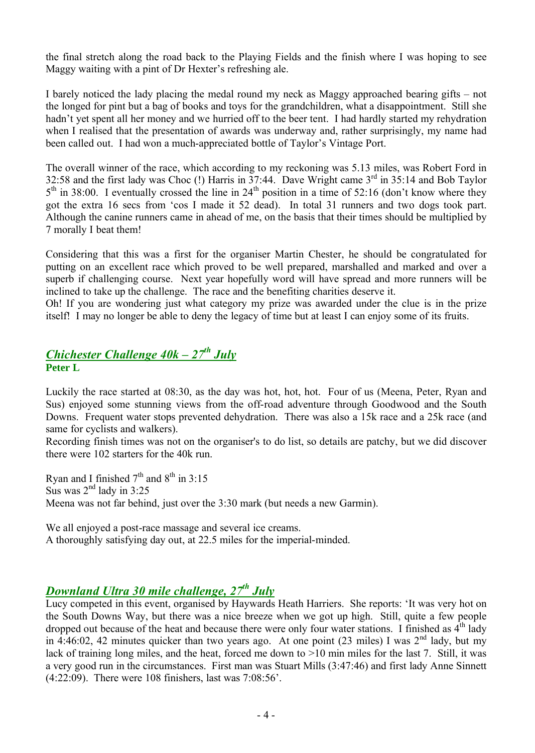the final stretch along the road back to the Playing Fields and the finish where I was hoping to see Maggy waiting with a pint of Dr Hexter's refreshing ale.

I barely noticed the lady placing the medal round my neck as Maggy approached bearing gifts – not the longed for pint but a bag of books and toys for the grandchildren, what a disappointment. Still she hadn't yet spent all her money and we hurried off to the beer tent. I had hardly started my rehydration when I realised that the presentation of awards was underway and, rather surprisingly, my name had been called out. I had won a much-appreciated bottle of Taylor's Vintage Port.

The overall winner of the race, which according to my reckoning was 5.13 miles, was Robert Ford in 32:58 and the first lady was Choc (!) Harris in 37:44. Dave Wright came 3rd in 35:14 and Bob Taylor 5th in 38:00. I eventually crossed the line in 24th position in a time of 52:16 (don't know where they got the extra 16 secs from 'cos I made it 52 dead). In total 31 runners and two dogs took part. Although the canine runners came in ahead of me, on the basis that their times should be multiplied by 7 morally I beat them!

Considering that this was a first for the organiser Martin Chester, he should be congratulated for putting on an excellent race which proved to be well prepared, marshalled and marked and over a superb if challenging course. Next year hopefully word will have spread and more runners will be inclined to take up the challenge. The race and the benefiting charities deserve it.
Oh! If you are wondering just what category my prize was awarded under the clue is in the prize itself! I may no longer be able to deny the legacy of time but at least I can enjoy some of its fruits.

## *Chichester Challenge 40k – 27th July*

**Peter L**

Luckily the race started at 08:30, as the day was hot, hot, hot. Four of us (Meena, Peter, Ryan and Sus) enjoyed some stunning views from the off-road adventure through Goodwood and the South Downs. Frequent water stops prevented dehydration. There was also a 15k race and a 25k race (and same for cyclists and walkers).
Recording finish times was not on the organiser's to do list, so details are patchy, but we did discover there were 102 starters for the 40k run.

Ryan and I finished 7th and 8th in 3:15
Sus was 2nd lady in 3:25
Meena was not far behind, just over the 3:30 mark (but needs a new Garmin).

We all enjoyed a post-race massage and several ice creams.
A thoroughly satisfying day out, at 22.5 miles for the imperial-minded.

## *Downland Ultra 30 mile challenge, 27th July*

Lucy competed in this event, organised by Haywards Heath Harriers. She reports: 'It was very hot on the South Downs Way, but there was a nice breeze when we got up high. Still, quite a few people dropped out because of the heat and because there were only four water stations. I finished as 4th lady in 4:46:02, 42 minutes quicker than two years ago. At one point (23 miles) I was 2nd lady, but my lack of training long miles, and the heat, forced me down to >10 min miles for the last 7. Still, it was a very good run in the circumstances. First man was Stuart Mills (3:47:46) and first lady Anne Sinnett (4:22:09). There were 108 finishers, last was 7:08:56'.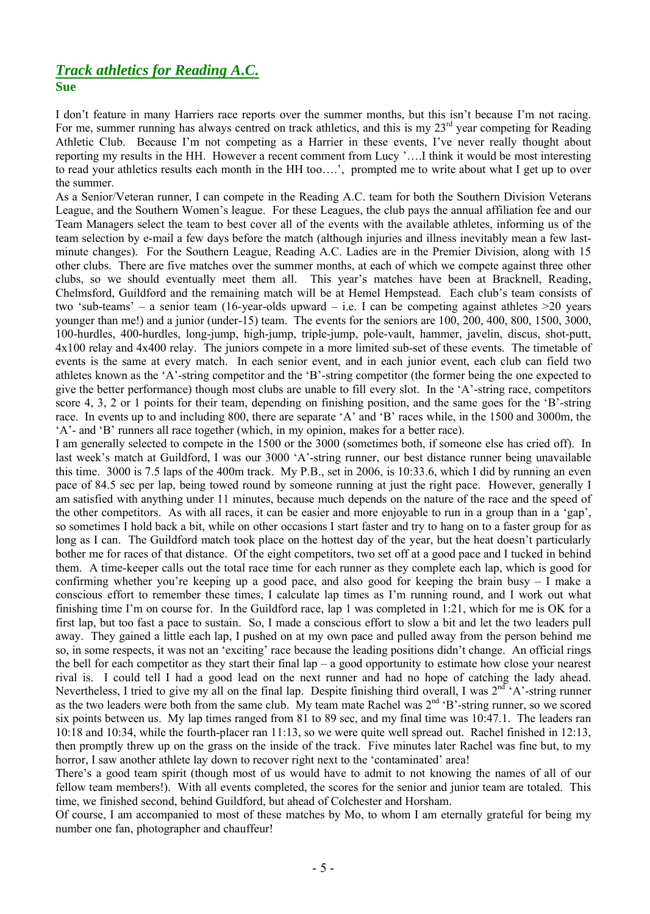## *Track athletics for Reading A.C.*

**Sue**

I don't feature in many Harriers race reports over the summer months, but this isn't because I'm not racing. For me, summer running has always centred on track athletics, and this is my 23rd year competing for Reading Athletic Club. Because I'm not competing as a Harrier in these events, I've never really thought about reporting my results in the HH. However a recent comment from Lucy '….I think it would be most interesting to read your athletics results each month in the HH too….', prompted me to write about what I get up to over the summer.

As a Senior/Veteran runner, I can compete in the Reading A.C. team for both the Southern Division Veterans League, and the Southern Women's league. For these Leagues, the club pays the annual affiliation fee and our Team Managers select the team to best cover all of the events with the available athletes, informing us of the team selection by e-mail a few days before the match (although injuries and illness inevitably mean a few last-minute changes). For the Southern League, Reading A.C. Ladies are in the Premier Division, along with 15 other clubs. There are five matches over the summer months, at each of which we compete against three other clubs, so we should eventually meet them all. This year's matches have been at Bracknell, Reading, Chelmsford, Guildford and the remaining match will be at Hemel Hempstead. Each club's team consists of two 'sub-teams' – a senior team (16-year-olds upward – i.e. I can be competing against athletes >20 years younger than me!) and a junior (under-15) team. The events for the seniors are 100, 200, 400, 800, 1500, 3000, 100-hurdles, 400-hurdles, long-jump, high-jump, triple-jump, pole-vault, hammer, javelin, discus, shot-putt, 4x100 relay and 4x400 relay. The juniors compete in a more limited sub-set of these events. The timetable of events is the same at every match. In each senior event, and in each junior event, each club can field two athletes known as the 'A'-string competitor and the 'B'-string competitor (the former being the one expected to give the better performance) though most clubs are unable to fill every slot. In the 'A'-string race, competitors score 4, 3, 2 or 1 points for their team, depending on finishing position, and the same goes for the 'B'-string race. In events up to and including 800, there are separate 'A' and 'B' races while, in the 1500 and 3000m, the 'A'- and 'B' runners all race together (which, in my opinion, makes for a better race).

I am generally selected to compete in the 1500 or the 3000 (sometimes both, if someone else has cried off). In last week's match at Guildford, I was our 3000 'A'-string runner, our best distance runner being unavailable this time. 3000 is 7.5 laps of the 400m track. My P.B., set in 2006, is 10:33.6, which I did by running an even pace of 84.5 sec per lap, being towed round by someone running at just the right pace. However, generally I am satisfied with anything under 11 minutes, because much depends on the nature of the race and the speed of the other competitors. As with all races, it can be easier and more enjoyable to run in a group than in a 'gap', so sometimes I hold back a bit, while on other occasions I start faster and try to hang on to a faster group for as long as I can. The Guildford match took place on the hottest day of the year, but the heat doesn't particularly bother me for races of that distance. Of the eight competitors, two set off at a good pace and I tucked in behind them. A time-keeper calls out the total race time for each runner as they complete each lap, which is good for confirming whether you're keeping up a good pace, and also good for keeping the brain busy – I make a conscious effort to remember these times, I calculate lap times as I'm running round, and I work out what finishing time I'm on course for. In the Guildford race, lap 1 was completed in 1:21, which for me is OK for a first lap, but too fast a pace to sustain. So, I made a conscious effort to slow a bit and let the two leaders pull away. They gained a little each lap, I pushed on at my own pace and pulled away from the person behind me so, in some respects, it was not an 'exciting' race because the leading positions didn't change. An official rings the bell for each competitor as they start their final lap – a good opportunity to estimate how close your nearest rival is. I could tell I had a good lead on the next runner and had no hope of catching the lady ahead. Nevertheless, I tried to give my all on the final lap. Despite finishing third overall, I was 2nd 'A'-string runner as the two leaders were both from the same club. My team mate Rachel was 2nd 'B'-string runner, so we scored six points between us. My lap times ranged from 81 to 89 sec, and my final time was 10:47.1. The leaders ran 10:18 and 10:34, while the fourth-placer ran 11:13, so we were quite well spread out. Rachel finished in 12:13, then promptly threw up on the grass on the inside of the track. Five minutes later Rachel was fine but, to my horror, I saw another athlete lay down to recover right next to the 'contaminated' area!

There's a good team spirit (though most of us would have to admit to not knowing the names of all of our fellow team members!). With all events completed, the scores for the senior and junior team are totaled. This time, we finished second, behind Guildford, but ahead of Colchester and Horsham.

Of course, I am accompanied to most of these matches by Mo, to whom I am eternally grateful for being my number one fan, photographer and chauffeur!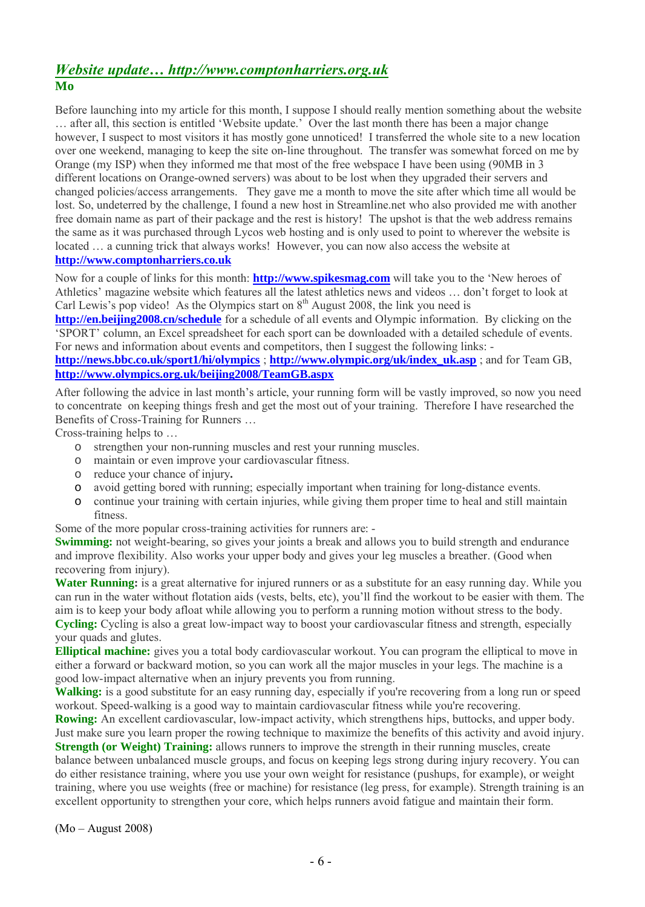## *Website update… http://www.comptonharriers.org.uk*

**Mo**

Before launching into my article for this month, I suppose I should really mention something about the website … after all, this section is entitled 'Website update.' Over the last month there has been a major change however, I suspect to most visitors it has mostly gone unnoticed! I transferred the whole site to a new location over one weekend, managing to keep the site on-line throughout. The transfer was somewhat forced on me by Orange (my ISP) when they informed me that most of the free webspace I have been using (90MB in 3 different locations on Orange-owned servers) was about to be lost when they upgraded their servers and changed policies/access arrangements. They gave me a month to move the site after which time all would be lost. So, undeterred by the challenge, I found a new host in Streamline.net who also provided me with another free domain name as part of their package and the rest is history! The upshot is that the web address remains the same as it was purchased through Lycos web hosting and is only used to point to wherever the website is located … a cunning trick that always works! However, you can now also access the website at **http://www.comptonharriers.co.uk**

Now for a couple of links for this month: **http://www.spikesmag.com** will take you to the 'New heroes of Athletics' magazine website which features all the latest athletics news and videos … don't forget to look at Carl Lewis's pop video! As the Olympics start on 8th August 2008, the link you need is **http://en.beijing2008.cn/schedule** for a schedule of all events and Olympic information. By clicking on the 'SPORT' column, an Excel spreadsheet for each sport can be downloaded with a detailed schedule of events. For news and information about events and competitors, then I suggest the following links: - **http://news.bbc.co.uk/sport1/hi/olympics** ; **http://www.olympic.org/uk/index_uk.asp** ; and for Team GB, **http://www.olympics.org.uk/beijing2008/TeamGB.aspx**

After following the advice in last month's article, your running form will be vastly improved, so now you need to concentrate on keeping things fresh and get the most out of your training. Therefore I have researched the Benefits of Cross-Training for Runners …

Cross-training helps to …

- strengthen your non-running muscles and rest your running muscles.
- maintain or even improve your cardiovascular fitness.
- reduce your chance of injury**.**
- avoid getting bored with running; especially important when training for long-distance events.
- continue your training with certain injuries, while giving them proper time to heal and still maintain fitness.

Some of the more popular cross-training activities for runners are: -

**Swimming:** not weight-bearing, so gives your joints a break and allows you to build strength and endurance and improve flexibility. Also works your upper body and gives your leg muscles a breather. (Good when recovering from injury).

**Water Running:** is a great alternative for injured runners or as a substitute for an easy running day. While you can run in the water without flotation aids (vests, belts, etc), you'll find the workout to be easier with them. The aim is to keep your body afloat while allowing you to perform a running motion without stress to the body.

**Cycling:** Cycling is also a great low-impact way to boost your cardiovascular fitness and strength, especially your quads and glutes.

**Elliptical machine:** gives you a total body cardiovascular workout. You can program the elliptical to move in either a forward or backward motion, so you can work all the major muscles in your legs. The machine is a good low-impact alternative when an injury prevents you from running.

**Walking:** is a good substitute for an easy running day, especially if you're recovering from a long run or speed workout. Speed-walking is a good way to maintain cardiovascular fitness while you're recovering.

**Rowing:** An excellent cardiovascular, low-impact activity, which strengthens hips, buttocks, and upper body. Just make sure you learn proper the rowing technique to maximize the benefits of this activity and avoid injury.

**Strength (or Weight) Training:** allows runners to improve the strength in their running muscles, create balance between unbalanced muscle groups, and focus on keeping legs strong during injury recovery. You can do either resistance training, where you use your own weight for resistance (pushups, for example), or weight training, where you use weights (free or machine) for resistance (leg press, for example). Strength training is an excellent opportunity to strengthen your core, which helps runners avoid fatigue and maintain their form.

(Mo – August 2008)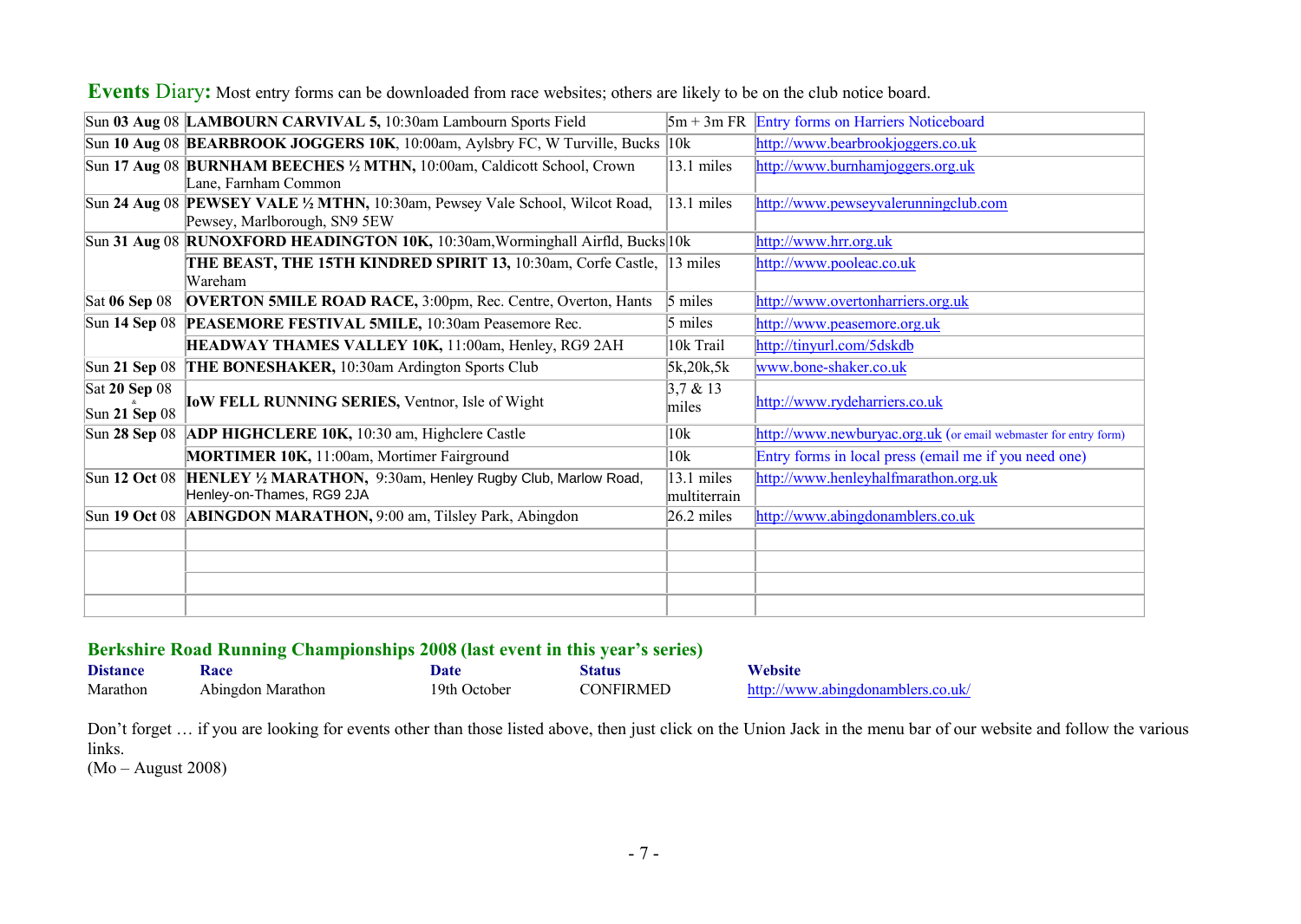**Events** Diary**:** Most entry forms can be downloaded from race websites; others are likely to be on the club notice board.

| | | | |
|---|---|---|---|
| Sun **03 Aug** 08 | **LAMBOURN CARVIVAL 5,** 10:30am Lambourn Sports Field | 5m + 3m FR | Entry forms on Harriers Noticeboard |
| Sun **10 Aug** 08 | **BEARBROOK JOGGERS 10K**, 10:00am, Aylsbry FC, W Turville, Bucks | 10k | http://www.bearbrookjoggers.co.uk |
| Sun **17 Aug** 08 | **BURNHAM BEECHES ½ MTHN,** 10:00am, Caldicott School, Crown Lane, Farnham Common | 13.1 miles | http://www.burnhamjoggers.org.uk |
| Sun **24 Aug** 08 | **PEWSEY VALE ½ MTHN,** 10:30am, Pewsey Vale School, Wilcot Road, Pewsey, Marlborough, SN9 5EW | 13.1 miles | http://www.pewseyvalerunningclub.com |
| Sun **31 Aug** 08 | **RUNOXFORD HEADINGTON 10K,** 10:30am,Worminghall Airfld, Bucks | 10k | http://www.hrr.org.uk |
| | **THE BEAST, THE 15TH KINDRED SPIRIT 13,** 10:30am, Corfe Castle, Wareham | 13 miles | http://www.pooleac.co.uk |
| Sat **06 Sep** 08 | **OVERTON 5MILE ROAD RACE,** 3:00pm, Rec. Centre, Overton, Hants | 5 miles | http://www.overtonharriers.org.uk |
| Sun **14 Sep** 08 | **PEASEMORE FESTIVAL 5MILE,** 10:30am Peasemore Rec. | 5 miles | http://www.peasemore.org.uk |
| | **HEADWAY THAMES VALLEY 10K,** 11:00am, Henley, RG9 2AH | 10k Trail | http://tinyurl.com/5dskdb |
| Sun **21 Sep** 08 | **THE BONESHAKER,** 10:30am Ardington Sports Club | 5k,20k,5k | www.bone-shaker.co.uk |
| Sat **20 Sep** 08 & Sun **21 Sep** 08 | **IoW FELL RUNNING SERIES,** Ventnor, Isle of Wight | 3,7 & 13 miles | http://www.rydeharriers.co.uk |
| Sun **28 Sep** 08 | **ADP HIGHCLERE 10K,** 10:30 am, Highclere Castle | 10k | http://www.newburyac.org.uk (or email webmaster for entry form) |
| | **MORTIMER 10K,** 11:00am, Mortimer Fairground | 10k | Entry forms in local press (email me if you need one) |
| Sun **12 Oct** 08 | **HENLEY ½ MARATHON,** 9:30am, Henley Rugby Club, Marlow Road, Henley-on-Thames, RG9 2JA | 13.1 miles multiterrain | http://www.henleyhalfmarathon.org.uk |
| Sun **19 Oct** 08 | **ABINGDON MARATHON,** 9:00 am, Tilsley Park, Abingdon | 26.2 miles | http://www.abingdonamblers.co.uk |
| | | | |
| | | | |
| | | | |
| | | | |

## Berkshire Road Running Championships 2008 (last event in this year's series)

| Distance | Race | Date | Status | Website |
|---|---|---|---|---|
| Marathon | Abingdon Marathon | 19th October | CONFIRMED | http://www.abingdonamblers.co.uk/ |

Don't forget … if you are looking for events other than those listed above, then just click on the Union Jack in the menu bar of our website and follow the various links.
(Mo – August 2008)